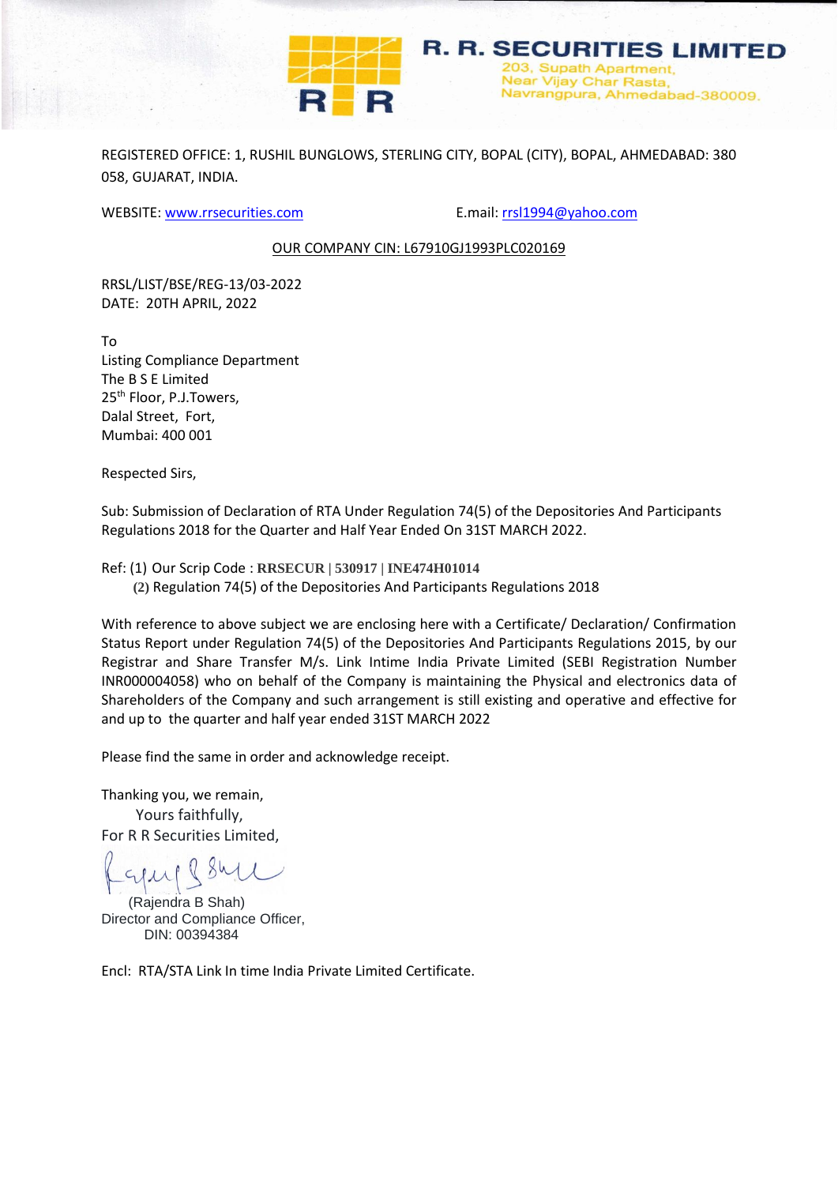**R. R. SECURITIES LIMITED**
203, Supath Apartment,
Near Vijay Char Rasta,
Navrangpura, Ahmedabad-380009.

REGISTERED OFFICE: 1, RUSHIL BUNGLOWS, STERLING CITY, BOPAL (CITY), BOPAL, AHMEDABAD: 380 058, GUJARAT, INDIA.

WEBSITE: www.rrsecurities.com E.mail: rrsl1994@yahoo.com

OUR COMPANY CIN: L67910GJ1993PLC020169

RRSL/LIST/BSE/REG-13/03-2022
DATE: 20TH APRIL, 2022

To
Listing Compliance Department
The B S E Limited
25th Floor, P.J.Towers,
Dalal Street, Fort,
Mumbai: 400 001

Respected Sirs,

Sub: Submission of Declaration of RTA Under Regulation 74(5) of the Depositories And Participants Regulations 2018 for the Quarter and Half Year Ended On 31ST MARCH 2022.

Ref: (1) Our Scrip Code : **RRSECUR | 530917 | INE474H01014**
(2) Regulation 74(5) of the Depositories And Participants Regulations 2018

With reference to above subject we are enclosing here with a Certificate/ Declaration/ Confirmation Status Report under Regulation 74(5) of the Depositories And Participants Regulations 2015, by our Registrar and Share Transfer M/s. Link Intime India Private Limited (SEBI Registration Number INR000004058) who on behalf of the Company is maintaining the Physical and electronics data of Shareholders of the Company and such arrangement is still existing and operative and effective for and up to the quarter and half year ended 31ST MARCH 2022

Please find the same in order and acknowledge receipt.

Thanking you, we remain,
Yours faithfully,
For R R Securities Limited,

(Rajendra B Shah)
Director and Compliance Officer,
DIN: 00394384

Encl: RTA/STA Link In time India Private Limited Certificate.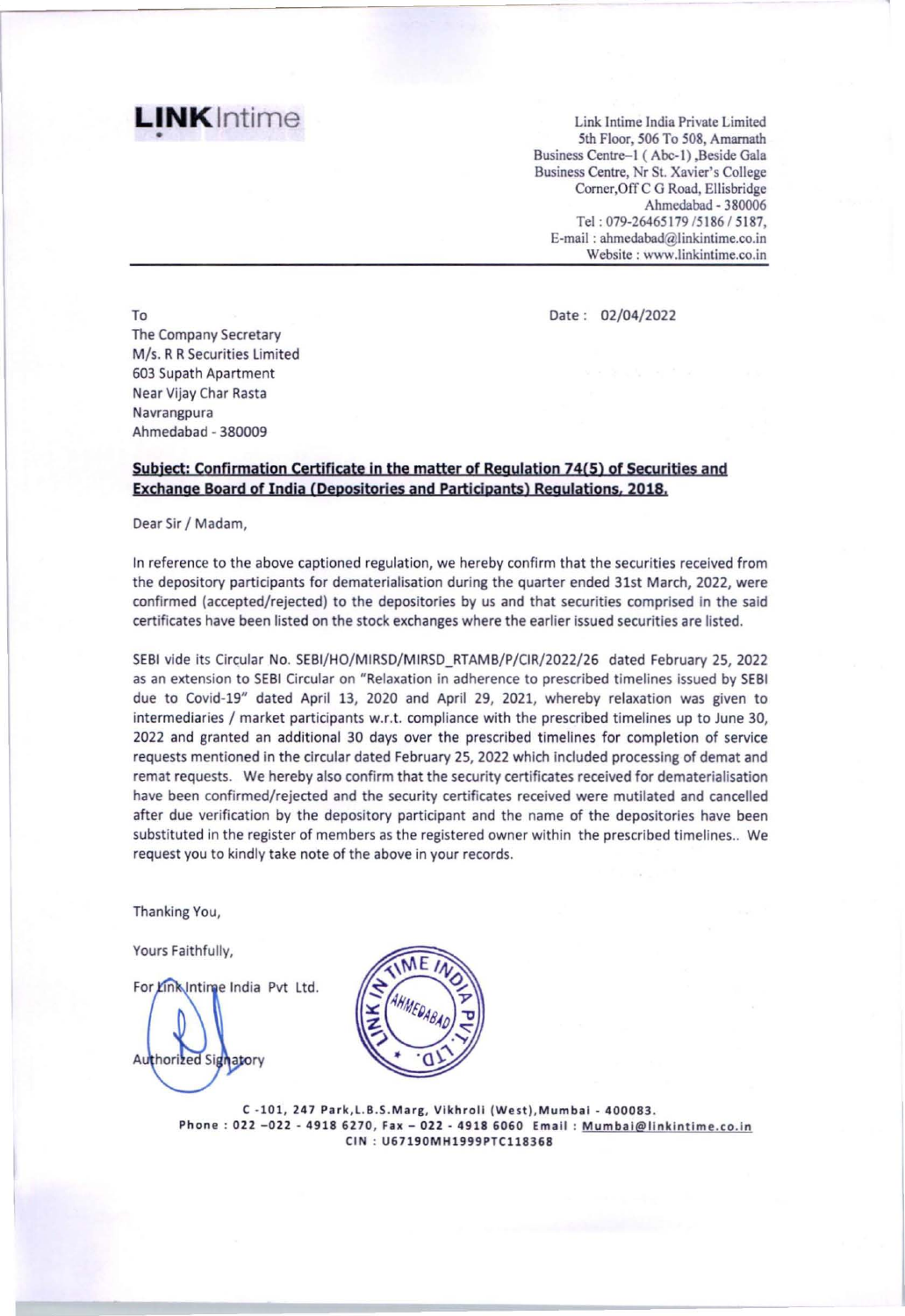**LINK**Intime

Link Intime India Private Limited
5th Floor, 506 To 508, Amarnath
Business Centre–1 ( Abc-1) ,Beside Gala
Business Centre, Nr St. Xavier's College
Corner,Off C G Road, Ellisbridge
Ahmedabad - 380006
Tel : 079-26465179 /5186 / 5187,
E-mail : ahmedabad@linkintime.co.in
Website : www.linkintime.co.in

To
The Company Secretary
M/s. R R Securities Limited
603 Supath Apartment
Near Vijay Char Rasta
Navrangpura
Ahmedabad - 380009

Date : 02/04/2022

**Subject: Confirmation Certificate in the matter of Regulation 74(5) of Securities and Exchange Board of India (Depositories and Participants) Regulations, 2018.**

Dear Sir / Madam,

In reference to the above captioned regulation, we hereby confirm that the securities received from the depository participants for dematerialisation during the quarter ended 31st March, 2022, were confirmed (accepted/rejected) to the depositories by us and that securities comprised in the said certificates have been listed on the stock exchanges where the earlier issued securities are listed.

SEBI vide its Circular No. SEBI/HO/MIRSD/MIRSD_RTAMB/P/CIR/2022/26 dated February 25, 2022 as an extension to SEBI Circular on "Relaxation in adherence to prescribed timelines issued by SEBI due to Covid-19" dated April 13, 2020 and April 29, 2021, whereby relaxation was given to intermediaries / market participants w.r.t. compliance with the prescribed timelines up to June 30, 2022 and granted an additional 30 days over the prescribed timelines for completion of service requests mentioned in the circular dated February 25, 2022 which included processing of demat and remat requests. We hereby also confirm that the security certificates received for dematerialisation have been confirmed/rejected and the security certificates received were mutilated and cancelled after due verification by the depository participant and the name of the depositories have been substituted in the register of members as the registered owner within the prescribed timelines.. We request you to kindly take note of the above in your records.

Thanking You,

Yours Faithfully,

For Link Intime India Pvt Ltd.

Authorized Signatory

C -101, 247 Park,L.B.S.Marg, Vikhroli (West),Mumbai - 400083.
Phone : 022 –022 - 4918 6270, Fax – 022 - 4918 6060 Email : Mumbai@linkintime.co.in
CIN : U67190MH1999PTC118368